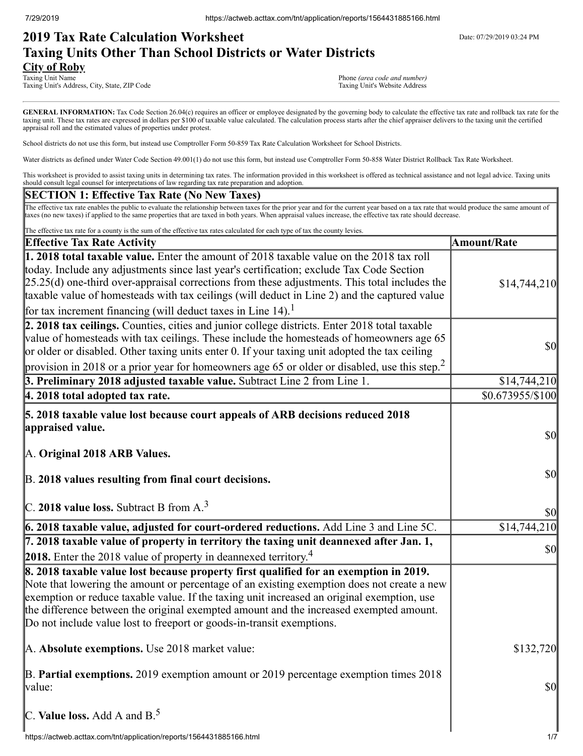# 2019 Tax Rate Calculation Worksheet
## Taxing Units Other Than School Districts or Water Districts

Date: 07/29/2019 03:24 PM

**City of Roby**
Taxing Unit Name
Taxing Unit's Address, City, State, ZIP Code

Phone *(area code and number)*
Taxing Unit's Website Address

**GENERAL INFORMATION:** Tax Code Section 26.04(c) requires an officer or employee designated by the governing body to calculate the effective tax rate and rollback tax rate for the taxing unit. These tax rates are expressed in dollars per $100 of taxable value calculated. The calculation process starts after the chief appraiser delivers to the taxing unit the certified appraisal roll and the estimated values of properties under protest.

School districts do not use this form, but instead use Comptroller Form 50-859 Tax Rate Calculation Worksheet for School Districts.

Water districts as defined under Water Code Section 49.001(1) do not use this form, but instead use Comptroller Form 50-858 Water District Rollback Tax Rate Worksheet.

This worksheet is provided to assist taxing units in determining tax rates. The information provided in this worksheet is offered as technical assistance and not legal advice. Taxing units should consult legal counsel for interpretations of law regarding tax rate preparation and adoption.

## SECTION 1: Effective Tax Rate (No New Taxes)

The effective tax rate enables the public to evaluate the relationship between taxes for the prior year and for the current year based on a tax rate that would produce the same amount of taxes (no new taxes) if applied to the same properties that are taxed in both years. When appraisal values increase, the effective tax rate should decrease.

The effective tax rate for a county is the sum of the effective tax rates calculated for each type of tax the county levies.

| Effective Tax Rate Activity | Amount/Rate |
|---|---|
| **1. 2018 total taxable value.** Enter the amount of 2018 taxable value on the 2018 tax roll today. Include any adjustments since last year's certification; exclude Tax Code Section 25.25(d) one-third over-appraisal corrections from these adjustments. This total includes the taxable value of homesteads with tax ceilings (will deduct in Line 2) and the captured value for tax increment financing (will deduct taxes in Line 14).[1] | $14,744,210 |
| **2. 2018 tax ceilings.** Counties, cities and junior college districts. Enter 2018 total taxable value of homesteads with tax ceilings. These include the homesteads of homeowners age 65 or older or disabled. Other taxing units enter 0. If your taxing unit adopted the tax ceiling provision in 2018 or a prior year for homeowners age 65 or older or disabled, use this step.[2] | $0 |
| **3. Preliminary 2018 adjusted taxable value.** Subtract Line 2 from Line 1. | $14,744,210 |
| **4. 2018 total adopted tax rate.** | $0.673955/$100 |
| **5. 2018 taxable value lost because court appeals of ARB decisions reduced 2018 appraised value.** | |
| A. **Original 2018 ARB Values.** | $0 |
| B. **2018 values resulting from final court decisions.** | $0 |
| C. **2018 value loss.** Subtract B from A.[3] | $0 |
| **6. 2018 taxable value, adjusted for court-ordered reductions.** Add Line 3 and Line 5C. | $14,744,210 |
| **7. 2018 taxable value of property in territory the taxing unit deannexed after Jan. 1, 2018.** Enter the 2018 value of property in deannexed territory.[4] | $0 |
| **8. 2018 taxable value lost because property first qualified for an exemption in 2019.** Note that lowering the amount or percentage of an existing exemption does not create a new exemption or reduce taxable value. If the taxing unit increased an original exemption, use the difference between the original exempted amount and the increased exempted amount. Do not include value lost to freeport or goods-in-transit exemptions. | |
| A. **Absolute exemptions.** Use 2018 market value: | $132,720 |
| B. **Partial exemptions.** 2019 exemption amount or 2019 percentage exemption times 2018 value: | $0 |
| C. **Value loss.** Add A and B.[5] | |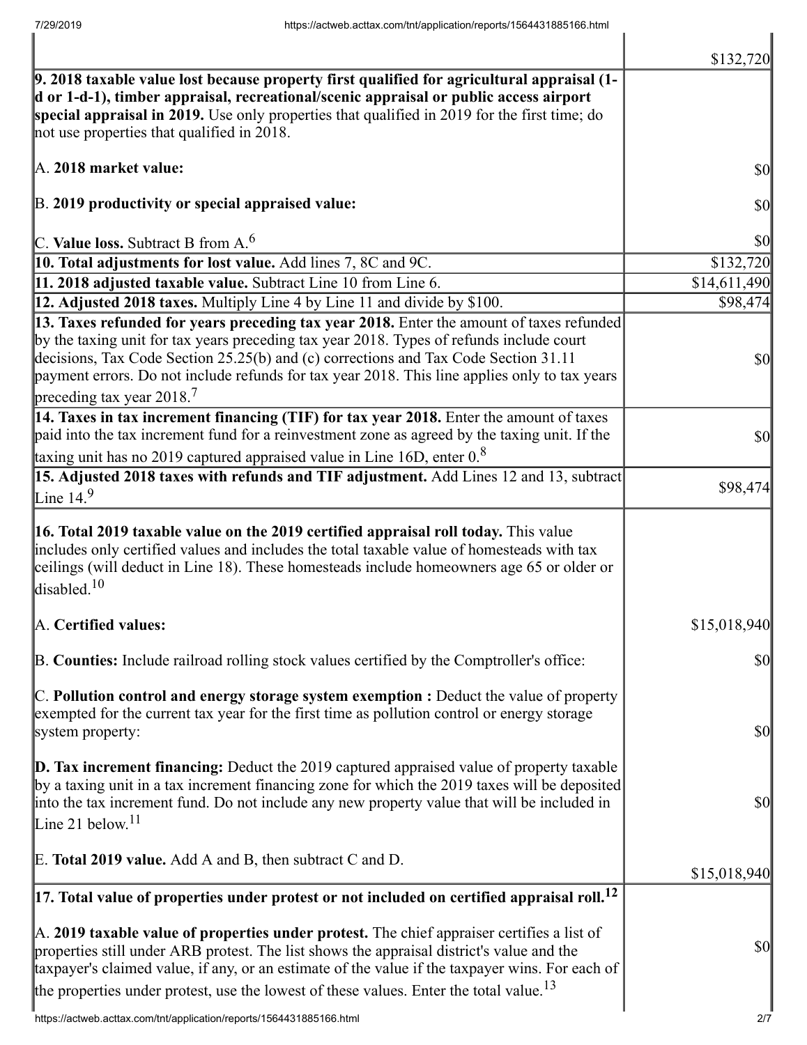| | |
|---|---|
| | $132,720 |
| **9. 2018 taxable value lost because property first qualified for agricultural appraisal (1-d or 1-d-1), timber appraisal, recreational/scenic appraisal or public access airport special appraisal in 2019.** Use only properties that qualified in 2019 for the first time; do not use properties that qualified in 2018.<br><br>A. **2018 market value:**<br><br>B. **2019 productivity or special appraised value:**<br><br>C. **Value loss.** Subtract B from A.[6] | <br><br><br><br>$0<br><br>$0<br><br>$0 |
| **10. Total adjustments for lost value.** Add lines 7, 8C and 9C. | $132,720 |
| **11. 2018 adjusted taxable value.** Subtract Line 10 from Line 6. | $14,611,490 |
| **12. Adjusted 2018 taxes.** Multiply Line 4 by Line 11 and divide by $100. | $98,474 |
| **13. Taxes refunded for years preceding tax year 2018.** Enter the amount of taxes refunded by the taxing unit for tax years preceding tax year 2018. Types of refunds include court decisions, Tax Code Section 25.25(b) and (c) corrections and Tax Code Section 31.11 payment errors. Do not include refunds for tax year 2018. This line applies only to tax years preceding tax year 2018.[7] | $0 |
| **14. Taxes in tax increment financing (TIF) for tax year 2018.** Enter the amount of taxes paid into the tax increment fund for a reinvestment zone as agreed by the taxing unit. If the taxing unit has no 2019 captured appraised value in Line 16D, enter 0.[8] | $0 |
| **15. Adjusted 2018 taxes with refunds and TIF adjustment.** Add Lines 12 and 13, subtract Line 14.[9] | $98,474 |
| **16. Total 2019 taxable value on the 2019 certified appraisal roll today.** This value includes only certified values and includes the total taxable value of homesteads with tax ceilings (will deduct in Line 18). These homesteads include homeowners age 65 or older or disabled.[10]<br><br>A. **Certified values:**<br><br>B. **Counties:** Include railroad rolling stock values certified by the Comptroller's office:<br><br>C. **Pollution control and energy storage system exemption :** Deduct the value of property exempted for the current tax year for the first time as pollution control or energy storage system property:<br><br>**D. Tax increment financing:** Deduct the 2019 captured appraised value of property taxable by a taxing unit in a tax increment financing zone for which the 2019 taxes will be deposited into the tax increment fund. Do not include any new property value that will be included in Line 21 below.[11]<br><br>E. **Total 2019 value.** Add A and B, then subtract C and D. | <br><br><br><br>$15,018,940<br><br>$0<br><br>$0<br><br>$0<br><br>$15,018,940 |
| **17. Total value of properties under protest or not included on certified appraisal roll.[12]**<br><br>A. **2019 taxable value of properties under protest.** The chief appraiser certifies a list of properties still under ARB protest. The list shows the appraisal district's value and the taxpayer's claimed value, if any, or an estimate of the value if the taxpayer wins. For each of the properties under protest, use the lowest of these values. Enter the total value.[13] | <br><br>$0 |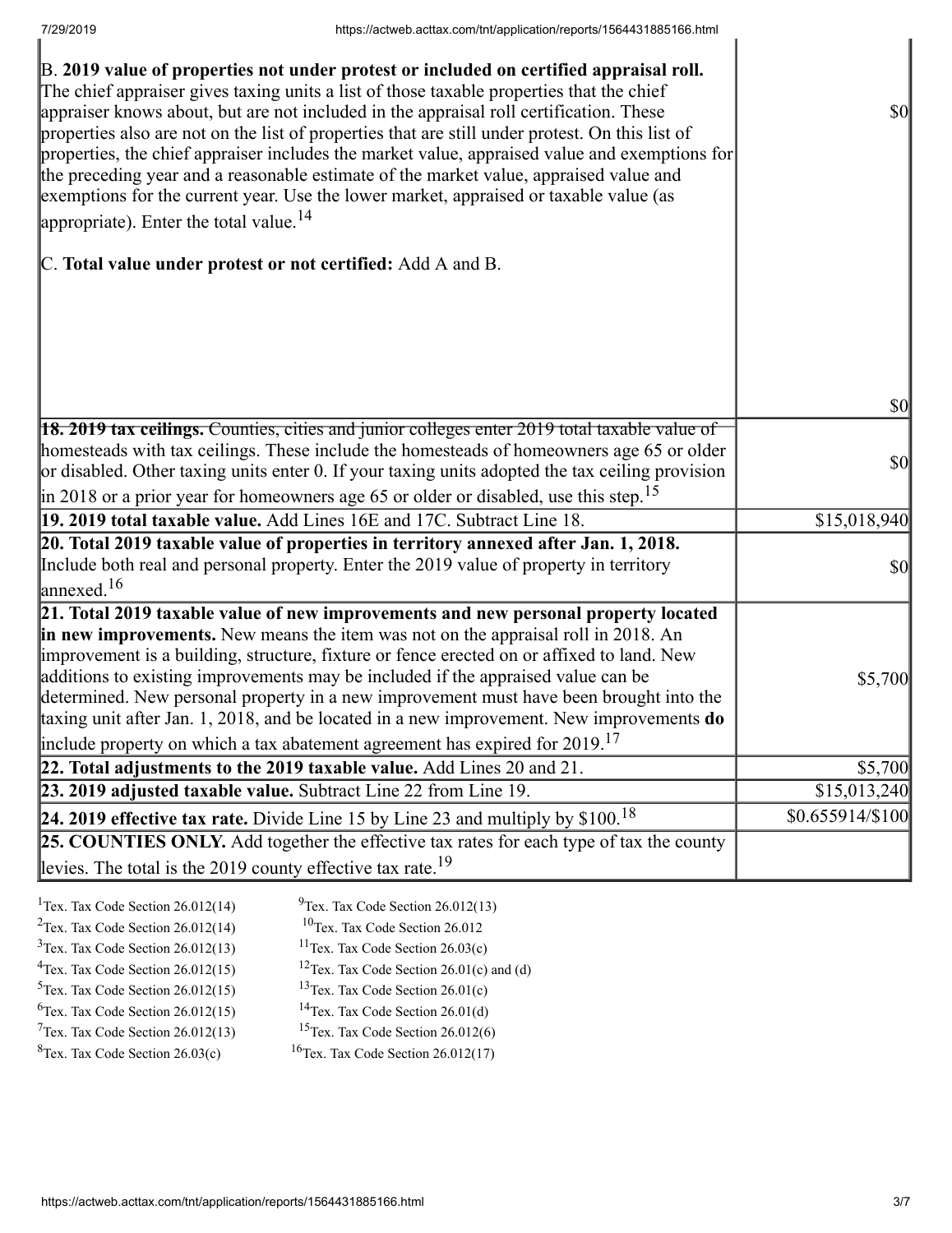| | |
|---|---|
| B. **2019 value of properties not under protest or included on certified appraisal roll.** The chief appraiser gives taxing units a list of those taxable properties that the chief appraiser knows about, but are not included in the appraisal roll certification. These properties also are not on the list of properties that are still under protest. On this list of properties, the chief appraiser includes the market value, appraised value and exemptions for the preceding year and a reasonable estimate of the market value, appraised value and exemptions for the current year. Use the lower market, appraised or taxable value (as appropriate). Enter the total value.[14]<br><br>C. **Total value under protest or not certified:** Add A and B. | $0<br><br>$0 |
| **18. 2019 tax ceilings.** Counties, cities and junior colleges enter 2019 total taxable value of homesteads with tax ceilings. These include the homesteads of homeowners age 65 or older or disabled. Other taxing units enter 0. If your taxing units adopted the tax ceiling provision in 2018 or a prior year for homeowners age 65 or older or disabled, use this step.[15] | $0 |
| **19. 2019 total taxable value.** Add Lines 16E and 17C. Subtract Line 18. | $15,018,940 |
| **20. Total 2019 taxable value of properties in territory annexed after Jan. 1, 2018.** Include both real and personal property. Enter the 2019 value of property in territory annexed.[16] | $0 |
| **21. Total 2019 taxable value of new improvements and new personal property located in new improvements.** New means the item was not on the appraisal roll in 2018. An improvement is a building, structure, fixture or fence erected on or affixed to land. New additions to existing improvements may be included if the appraised value can be determined. New personal property in a new improvement must have been brought into the taxing unit after Jan. 1, 2018, and be located in a new improvement. New improvements **do** include property on which a tax abatement agreement has expired for 2019.[17] | $5,700 |
| **22. Total adjustments to the 2019 taxable value.** Add Lines 20 and 21. | $5,700 |
| **23. 2019 adjusted taxable value.** Subtract Line 22 from Line 19. | $15,013,240 |
| **24. 2019 effective tax rate.** Divide Line 15 by Line 23 and multiply by $100.[18] | $0.655914/$100 |
| **25. COUNTIES ONLY.** Add together the effective tax rates for each type of tax the county levies. The total is the 2019 county effective tax rate.[19] | |

[1]Tex. Tax Code Section 26.012(14)
[2]Tex. Tax Code Section 26.012(14)
[3]Tex. Tax Code Section 26.012(13)
[4]Tex. Tax Code Section 26.012(15)
[5]Tex. Tax Code Section 26.012(15)
[6]Tex. Tax Code Section 26.012(15)
[7]Tex. Tax Code Section 26.012(13)
[8]Tex. Tax Code Section 26.03(c)
[9]Tex. Tax Code Section 26.012(13)
[10]Tex. Tax Code Section 26.012
[11]Tex. Tax Code Section 26.03(c)
[12]Tex. Tax Code Section 26.01(c) and (d)
[13]Tex. Tax Code Section 26.01(c)
[14]Tex. Tax Code Section 26.01(d)
[15]Tex. Tax Code Section 26.012(6)
[16]Tex. Tax Code Section 26.012(17)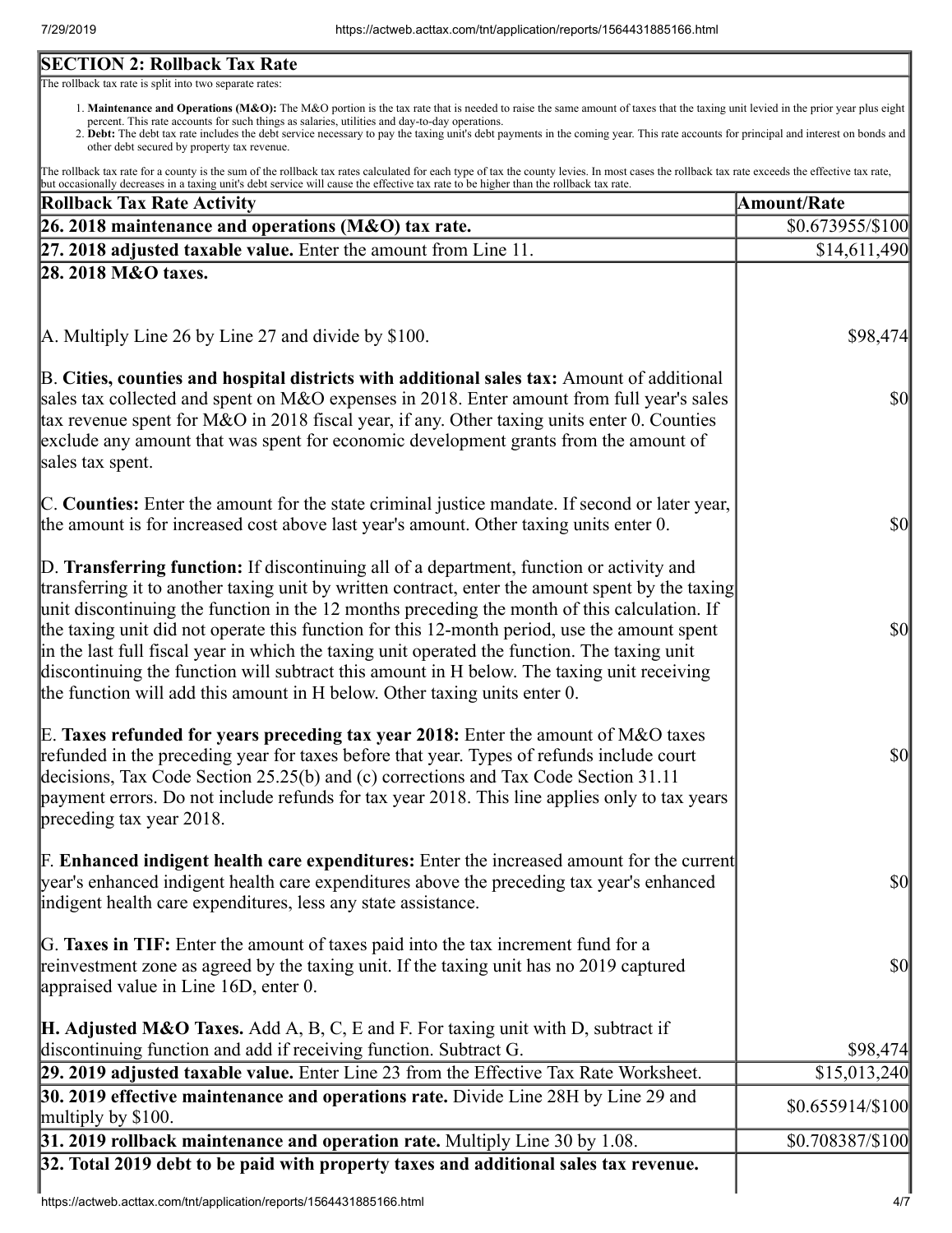## SECTION 2: Rollback Tax Rate

The rollback tax rate is split into two separate rates:

1. **Maintenance and Operations (M&O):** The M&O portion is the tax rate that is needed to raise the same amount of taxes that the taxing unit levied in the prior year plus eight percent. This rate accounts for such things as salaries, utilities and day-to-day operations.
2. **Debt:** The debt tax rate includes the debt service necessary to pay the taxing unit's debt payments in the coming year. This rate accounts for principal and interest on bonds and other debt secured by property tax revenue.

The rollback tax rate for a county is the sum of the rollback tax rates calculated for each type of tax the county levies. In most cases the rollback tax rate exceeds the effective tax rate, but occasionally decreases in a taxing unit's debt service will cause the effective tax rate to be higher than the rollback tax rate.

| Rollback Tax Rate Activity | Amount/Rate |
|---|---|
| **26. 2018 maintenance and operations (M&O) tax rate.** | $0.673955/$100 |
| **27. 2018 adjusted taxable value.** Enter the amount from Line 11. | $14,611,490 |
| **28. 2018 M&O taxes.** | |
| A. Multiply Line 26 by Line 27 and divide by $100. | $98,474 |
| B. **Cities, counties and hospital districts with additional sales tax:** Amount of additional sales tax collected and spent on M&O expenses in 2018. Enter amount from full year's sales tax revenue spent for M&O in 2018 fiscal year, if any. Other taxing units enter 0. Counties exclude any amount that was spent for economic development grants from the amount of sales tax spent. | $0 |
| C. **Counties:** Enter the amount for the state criminal justice mandate. If second or later year, the amount is for increased cost above last year's amount. Other taxing units enter 0. | $0 |
| D. **Transferring function:** If discontinuing all of a department, function or activity and transferring it to another taxing unit by written contract, enter the amount spent by the taxing unit discontinuing the function in the 12 months preceding the month of this calculation. If the taxing unit did not operate this function for this 12-month period, use the amount spent in the last full fiscal year in which the taxing unit operated the function. The taxing unit discontinuing the function will subtract this amount in H below. The taxing unit receiving the function will add this amount in H below. Other taxing units enter 0. | $0 |
| E. **Taxes refunded for years preceding tax year 2018:** Enter the amount of M&O taxes refunded in the preceding year for taxes before that year. Types of refunds include court decisions, Tax Code Section 25.25(b) and (c) corrections and Tax Code Section 31.11 payment errors. Do not include refunds for tax year 2018. This line applies only to tax years preceding tax year 2018. | $0 |
| F. **Enhanced indigent health care expenditures:** Enter the increased amount for the current year's enhanced indigent health care expenditures above the preceding tax year's enhanced indigent health care expenditures, less any state assistance. | $0 |
| G. **Taxes in TIF:** Enter the amount of taxes paid into the tax increment fund for a reinvestment zone as agreed by the taxing unit. If the taxing unit has no 2019 captured appraised value in Line 16D, enter 0. | $0 |
| **H. Adjusted M&O Taxes.** Add A, B, C, E and F. For taxing unit with D, subtract if discontinuing function and add if receiving function. Subtract G. | $98,474 |
| **29. 2019 adjusted taxable value.** Enter Line 23 from the Effective Tax Rate Worksheet. | $15,013,240 |
| **30. 2019 effective maintenance and operations rate.** Divide Line 28H by Line 29 and multiply by $100. | $0.655914/$100 |
| **31. 2019 rollback maintenance and operation rate.** Multiply Line 30 by 1.08. | $0.708387/$100 |
| **32. Total 2019 debt to be paid with property taxes and additional sales tax revenue.** | |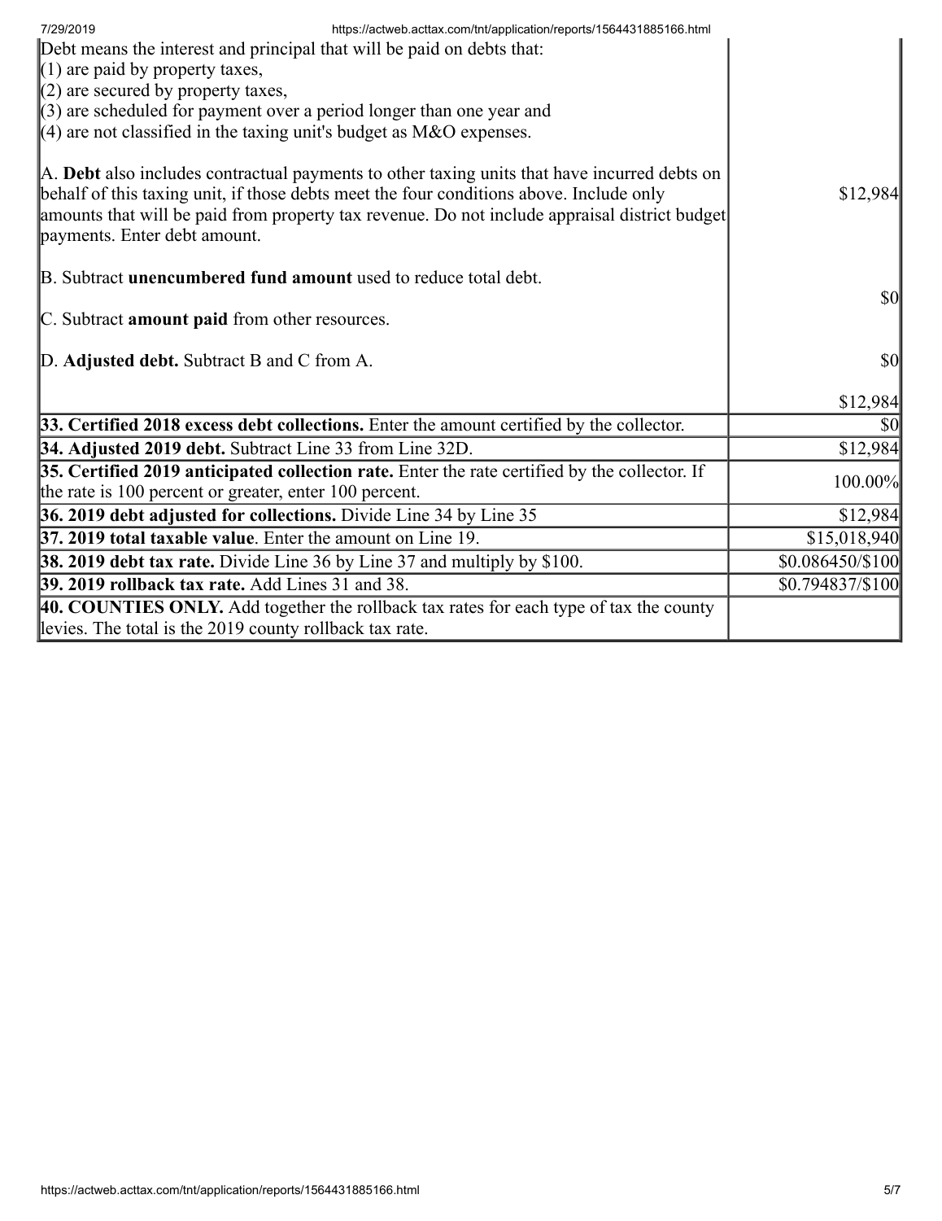| | |
|---|---|
| Debt means the interest and principal that will be paid on debts that:<br>(1) are paid by property taxes,<br>(2) are secured by property taxes,<br>(3) are scheduled for payment over a period longer than one year and<br>(4) are not classified in the taxing unit's budget as M&O expenses.<br><br>A. **Debt** also includes contractual payments to other taxing units that have incurred debts on behalf of this taxing unit, if those debts meet the four conditions above. Include only amounts that will be paid from property tax revenue. Do not include appraisal district budget payments. Enter debt amount.<br><br>B. Subtract **unencumbered fund amount** used to reduce total debt.<br><br>C. Subtract **amount paid** from other resources.<br><br>D. **Adjusted debt.** Subtract B and C from A. | $12,984<br><br>$0<br><br>$0<br><br>$12,984 |
| **33. Certified 2018 excess debt collections.** Enter the amount certified by the collector. | $0 |
| **34. Adjusted 2019 debt.** Subtract Line 33 from Line 32D. | $12,984 |
| **35. Certified 2019 anticipated collection rate.** Enter the rate certified by the collector. If the rate is 100 percent or greater, enter 100 percent. | 100.00% |
| **36. 2019 debt adjusted for collections.** Divide Line 34 by Line 35 | $12,984 |
| **37. 2019 total taxable value**. Enter the amount on Line 19. | $15,018,940 |
| **38. 2019 debt tax rate.** Divide Line 36 by Line 37 and multiply by $100. | $0.086450/$100 |
| **39. 2019 rollback tax rate.** Add Lines 31 and 38. | $0.794837/$100 |
| **40. COUNTIES ONLY.** Add together the rollback tax rates for each type of tax the county levies. The total is the 2019 county rollback tax rate. | |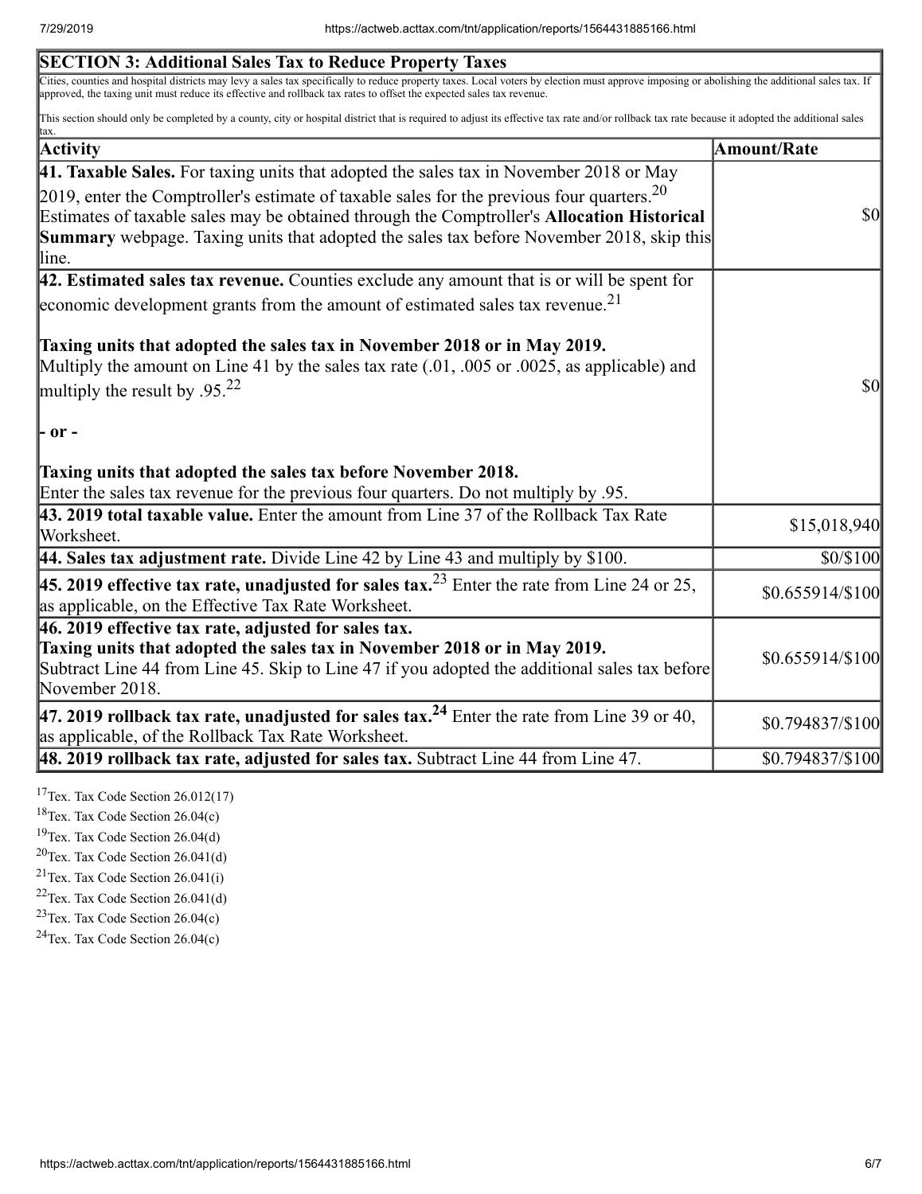## SECTION 3: Additional Sales Tax to Reduce Property Taxes

Cities, counties and hospital districts may levy a sales tax specifically to reduce property taxes. Local voters by election must approve imposing or abolishing the additional sales tax. If approved, the taxing unit must reduce its effective and rollback tax rates to offset the expected sales tax revenue.

This section should only be completed by a county, city or hospital district that is required to adjust its effective tax rate and/or rollback tax rate because it adopted the additional sales tax.

| Activity | Amount/Rate |
|---|---|
| **41. Taxable Sales.** For taxing units that adopted the sales tax in November 2018 or May 2019, enter the Comptroller's estimate of taxable sales for the previous four quarters.[20] Estimates of taxable sales may be obtained through the Comptroller's **Allocation Historical Summary** webpage. Taxing units that adopted the sales tax before November 2018, skip this line. | $0 |
| **42. Estimated sales tax revenue.** Counties exclude any amount that is or will be spent for economic development grants from the amount of estimated sales tax revenue.[21] **Taxing units that adopted the sales tax in November 2018 or in May 2019.** Multiply the amount on Line 41 by the sales tax rate (.01, .005 or .0025, as applicable) and multiply the result by .95.[22] **- or -** **Taxing units that adopted the sales tax before November 2018.** Enter the sales tax revenue for the previous four quarters. Do not multiply by .95. | $0 |
| **43. 2019 total taxable value.** Enter the amount from Line 37 of the Rollback Tax Rate Worksheet. | $15,018,940 |
| **44. Sales tax adjustment rate.** Divide Line 42 by Line 43 and multiply by $100. | $0/$100 |
| **45. 2019 effective tax rate, unadjusted for sales tax.**[23] Enter the rate from Line 24 or 25, as applicable, on the Effective Tax Rate Worksheet. | $0.655914/$100 |
| **46. 2019 effective tax rate, adjusted for sales tax.** **Taxing units that adopted the sales tax in November 2018 or in May 2019.** Subtract Line 44 from Line 45. Skip to Line 47 if you adopted the additional sales tax before November 2018. | $0.655914/$100 |
| **47. 2019 rollback tax rate, unadjusted for sales tax.**[24] Enter the rate from Line 39 or 40, as applicable, of the Rollback Tax Rate Worksheet. | $0.794837/$100 |
| **48. 2019 rollback tax rate, adjusted for sales tax.** Subtract Line 44 from Line 47. | $0.794837/$100 |

[17] Tex. Tax Code Section 26.012(17)
[18] Tex. Tax Code Section 26.04(c)
[19] Tex. Tax Code Section 26.04(d)
[20] Tex. Tax Code Section 26.041(d)
[21] Tex. Tax Code Section 26.041(i)
[22] Tex. Tax Code Section 26.041(d)
[23] Tex. Tax Code Section 26.04(c)
[24] Tex. Tax Code Section 26.04(c)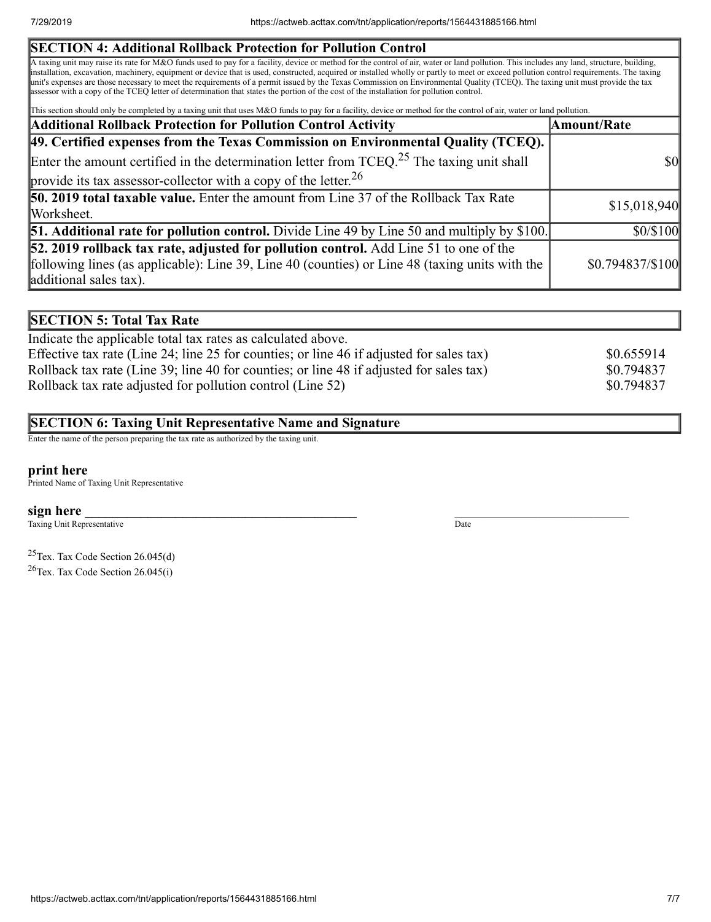## SECTION 4: Additional Rollback Protection for Pollution Control

A taxing unit may raise its rate for M&O funds used to pay for a facility, device or method for the control of air, water or land pollution. This includes any land, structure, building, installation, excavation, machinery, equipment or device that is used, constructed, acquired or installed wholly or partly to meet or exceed pollution control requirements. The taxing unit's expenses are those necessary to meet the requirements of a permit issued by the Texas Commission on Environmental Quality (TCEQ). The taxing unit must provide the tax assessor with a copy of the TCEQ letter of determination that states the portion of the cost of the installation for pollution control.

This section should only be completed by a taxing unit that uses M&O funds to pay for a facility, device or method for the control of air, water or land pollution.

| Additional Rollback Protection for Pollution Control Activity | Amount/Rate |
|---|---|
| **49. Certified expenses from the Texas Commission on Environmental Quality (TCEQ).** Enter the amount certified in the determination letter from TCEQ.[25] The taxing unit shall provide its tax assessor-collector with a copy of the letter.[26] | $0 |
| **50. 2019 total taxable value.** Enter the amount from Line 37 of the Rollback Tax Rate Worksheet. | $15,018,940 |
| **51. Additional rate for pollution control.** Divide Line 49 by Line 50 and multiply by $100. | $0/$100 |
| **52. 2019 rollback tax rate, adjusted for pollution control.** Add Line 51 to one of the following lines (as applicable): Line 39, Line 40 (counties) or Line 48 (taxing units with the additional sales tax). | $0.794837/$100 |

## SECTION 5: Total Tax Rate

Indicate the applicable total tax rates as calculated above.

| | |
|---|---|
| Effective tax rate (Line 24; line 25 for counties; or line 46 if adjusted for sales tax) | $0.655914 |
| Rollback tax rate (Line 39; line 40 for counties; or line 48 if adjusted for sales tax) | $0.794837 |
| Rollback tax rate adjusted for pollution control (Line 52) | $0.794837 |

## SECTION 6: Taxing Unit Representative Name and Signature

Enter the name of the person preparing the tax rate as authorized by the taxing unit.

**print here**
Printed Name of Taxing Unit Representative

**sign here** ________________________________________ ____________________________
Taxing Unit Representative Date

[25]Tex. Tax Code Section 26.045(d)
[26]Tex. Tax Code Section 26.045(i)